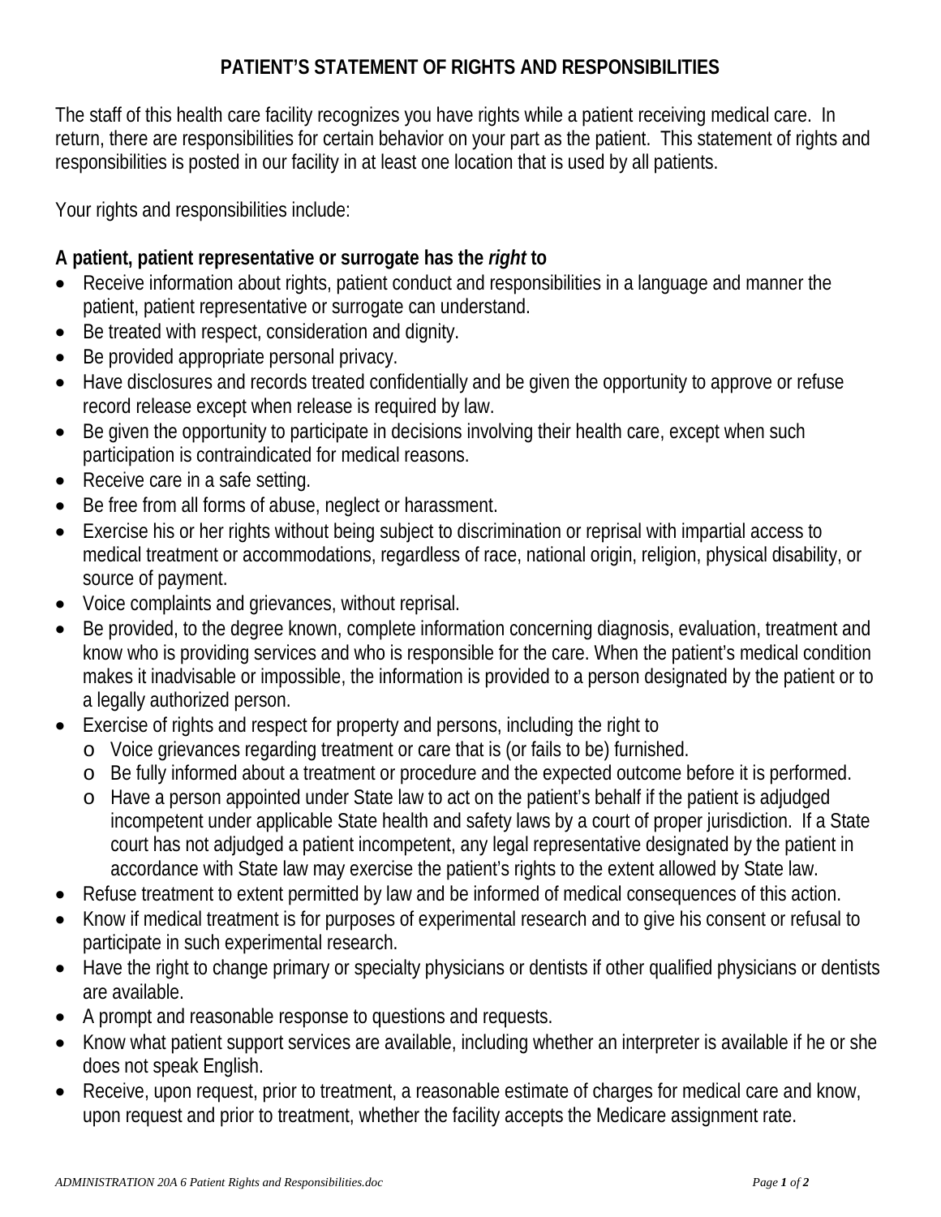# PATIENT'S STATEMENT OF RIGHTS AND RESPONSIBILITIES

The staff of this health care facility recognizes you have rights while a patient receiving medical care. In return, there are responsibilities for certain behavior on your part as the patient. This statement of rights and responsibilities is posted in our facility in at least one location that is used by all patients.

Your rights and responsibilities include:

**A patient, patient representative or surrogate has the *right* to**

- Receive information about rights, patient conduct and responsibilities in a language and manner the patient, patient representative or surrogate can understand.
- Be treated with respect, consideration and dignity.
- Be provided appropriate personal privacy.
- Have disclosures and records treated confidentially and be given the opportunity to approve or refuse record release except when release is required by law.
- Be given the opportunity to participate in decisions involving their health care, except when such participation is contraindicated for medical reasons.
- Receive care in a safe setting.
- Be free from all forms of abuse, neglect or harassment.
- Exercise his or her rights without being subject to discrimination or reprisal with impartial access to medical treatment or accommodations, regardless of race, national origin, religion, physical disability, or source of payment.
- Voice complaints and grievances, without reprisal.
- Be provided, to the degree known, complete information concerning diagnosis, evaluation, treatment and know who is providing services and who is responsible for the care. When the patient's medical condition makes it inadvisable or impossible, the information is provided to a person designated by the patient or to a legally authorized person.
- Exercise of rights and respect for property and persons, including the right to
  - Voice grievances regarding treatment or care that is (or fails to be) furnished.
  - Be fully informed about a treatment or procedure and the expected outcome before it is performed.
  - Have a person appointed under State law to act on the patient's behalf if the patient is adjudged incompetent under applicable State health and safety laws by a court of proper jurisdiction. If a State court has not adjudged a patient incompetent, any legal representative designated by the patient in accordance with State law may exercise the patient's rights to the extent allowed by State law.
- Refuse treatment to extent permitted by law and be informed of medical consequences of this action.
- Know if medical treatment is for purposes of experimental research and to give his consent or refusal to participate in such experimental research.
- Have the right to change primary or specialty physicians or dentists if other qualified physicians or dentists are available.
- A prompt and reasonable response to questions and requests.
- Know what patient support services are available, including whether an interpreter is available if he or she does not speak English.
- Receive, upon request, prior to treatment, a reasonable estimate of charges for medical care and know, upon request and prior to treatment, whether the facility accepts the Medicare assignment rate.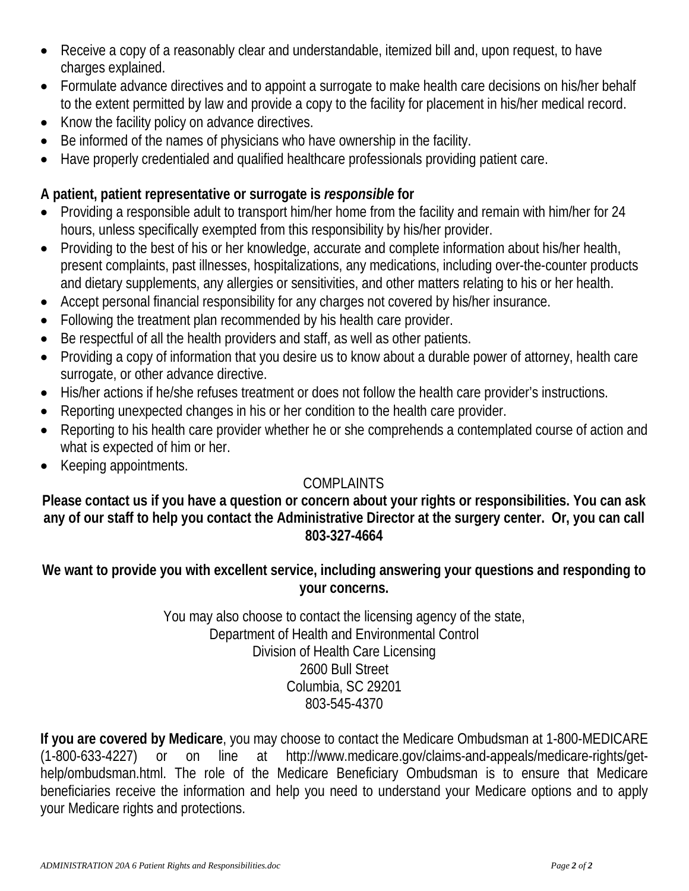- Receive a copy of a reasonably clear and understandable, itemized bill and, upon request, to have charges explained.
- Formulate advance directives and to appoint a surrogate to make health care decisions on his/her behalf to the extent permitted by law and provide a copy to the facility for placement in his/her medical record.
- Know the facility policy on advance directives.
- Be informed of the names of physicians who have ownership in the facility.
- Have properly credentialed and qualified healthcare professionals providing patient care.

**A patient, patient representative or surrogate is *responsible* for**

- Providing a responsible adult to transport him/her home from the facility and remain with him/her for 24 hours, unless specifically exempted from this responsibility by his/her provider.
- Providing to the best of his or her knowledge, accurate and complete information about his/her health, present complaints, past illnesses, hospitalizations, any medications, including over-the-counter products and dietary supplements, any allergies or sensitivities, and other matters relating to his or her health.
- Accept personal financial responsibility for any charges not covered by his/her insurance.
- Following the treatment plan recommended by his health care provider.
- Be respectful of all the health providers and staff, as well as other patients.
- Providing a copy of information that you desire us to know about a durable power of attorney, health care surrogate, or other advance directive.
- His/her actions if he/she refuses treatment or does not follow the health care provider's instructions.
- Reporting unexpected changes in his or her condition to the health care provider.
- Reporting to his health care provider whether he or she comprehends a contemplated course of action and what is expected of him or her.
- Keeping appointments.

COMPLAINTS

**Please contact us if you have a question or concern about your rights or responsibilities. You can ask any of our staff to help you contact the Administrative Director at the surgery center. Or, you can call 803-327-4664**

**We want to provide you with excellent service, including answering your questions and responding to your concerns.**

You may also choose to contact the licensing agency of the state,
Department of Health and Environmental Control
Division of Health Care Licensing
2600 Bull Street
Columbia, SC 29201
803-545-4370

**If you are covered by Medicare**, you may choose to contact the Medicare Ombudsman at 1-800-MEDICARE (1-800-633-4227) or on line at http://www.medicare.gov/claims-and-appeals/medicare-rights/get-help/ombudsman.html. The role of the Medicare Beneficiary Ombudsman is to ensure that Medicare beneficiaries receive the information and help you need to understand your Medicare options and to apply your Medicare rights and protections.